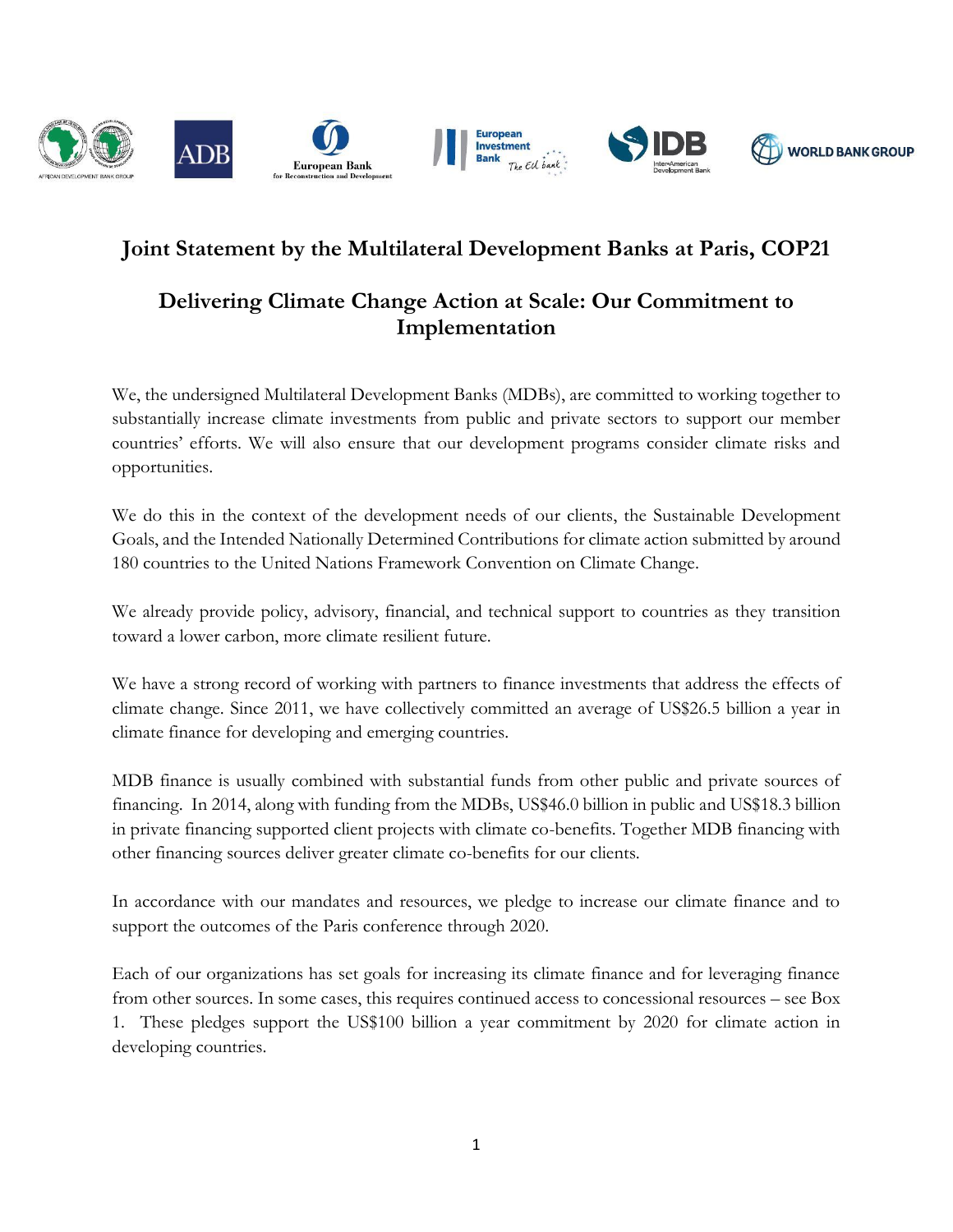# Joint Statement by the Multilateral Development Banks at Paris, COP21

## Delivering Climate Change Action at Scale: Our Commitment to Implementation

We, the undersigned Multilateral Development Banks (MDBs), are committed to working together to substantially increase climate investments from public and private sectors to support our member countries' efforts. We will also ensure that our development programs consider climate risks and opportunities.

We do this in the context of the development needs of our clients, the Sustainable Development Goals, and the Intended Nationally Determined Contributions for climate action submitted by around 180 countries to the United Nations Framework Convention on Climate Change.

We already provide policy, advisory, financial, and technical support to countries as they transition toward a lower carbon, more climate resilient future.

We have a strong record of working with partners to finance investments that address the effects of climate change. Since 2011, we have collectively committed an average of US$26.5 billion a year in climate finance for developing and emerging countries.

MDB finance is usually combined with substantial funds from other public and private sources of financing. In 2014, along with funding from the MDBs, US$46.0 billion in public and US$18.3 billion in private financing supported client projects with climate co-benefits. Together MDB financing with other financing sources deliver greater climate co-benefits for our clients.

In accordance with our mandates and resources, we pledge to increase our climate finance and to support the outcomes of the Paris conference through 2020.

Each of our organizations has set goals for increasing its climate finance and for leveraging finance from other sources. In some cases, this requires continued access to concessional resources – see Box 1. These pledges support the US$100 billion a year commitment by 2020 for climate action in developing countries.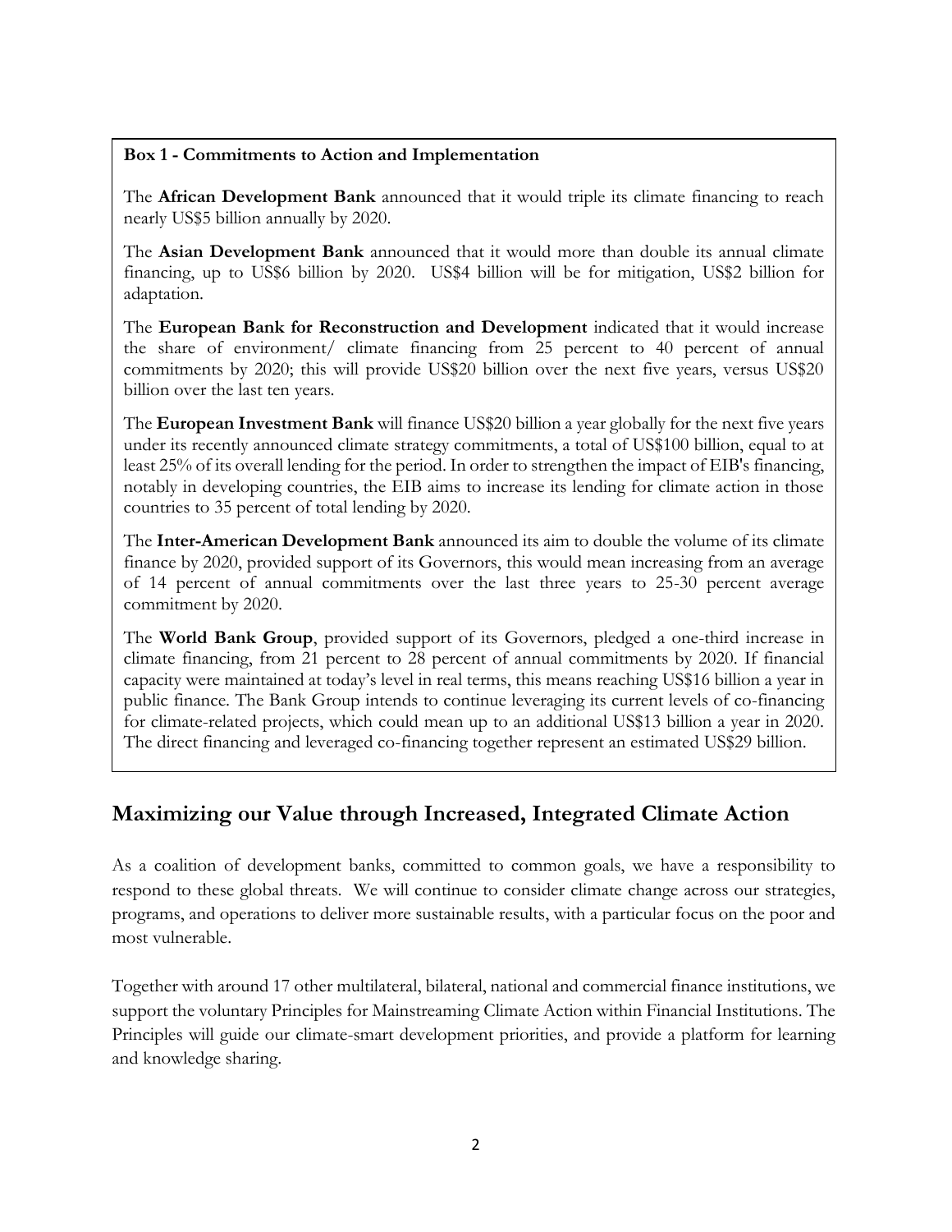**Box 1 - Commitments to Action and Implementation**

The **African Development Bank** announced that it would triple its climate financing to reach nearly US$5 billion annually by 2020.

The **Asian Development Bank** announced that it would more than double its annual climate financing, up to US$6 billion by 2020. US$4 billion will be for mitigation, US$2 billion for adaptation.

The **European Bank for Reconstruction and Development** indicated that it would increase the share of environment/ climate financing from 25 percent to 40 percent of annual commitments by 2020; this will provide US$20 billion over the next five years, versus US$20 billion over the last ten years.

The **European Investment Bank** will finance US$20 billion a year globally for the next five years under its recently announced climate strategy commitments, a total of US$100 billion, equal to at least 25% of its overall lending for the period. In order to strengthen the impact of EIB's financing, notably in developing countries, the EIB aims to increase its lending for climate action in those countries to 35 percent of total lending by 2020.

The **Inter-American Development Bank** announced its aim to double the volume of its climate finance by 2020, provided support of its Governors, this would mean increasing from an average of 14 percent of annual commitments over the last three years to 25-30 percent average commitment by 2020.

The **World Bank Group**, provided support of its Governors, pledged a one-third increase in climate financing, from 21 percent to 28 percent of annual commitments by 2020. If financial capacity were maintained at today's level in real terms, this means reaching US$16 billion a year in public finance. The Bank Group intends to continue leveraging its current levels of co-financing for climate-related projects, which could mean up to an additional US$13 billion a year in 2020. The direct financing and leveraged co-financing together represent an estimated US$29 billion.

## Maximizing our Value through Increased, Integrated Climate Action

As a coalition of development banks, committed to common goals, we have a responsibility to respond to these global threats. We will continue to consider climate change across our strategies, programs, and operations to deliver more sustainable results, with a particular focus on the poor and most vulnerable.

Together with around 17 other multilateral, bilateral, national and commercial finance institutions, we support the voluntary Principles for Mainstreaming Climate Action within Financial Institutions. The Principles will guide our climate-smart development priorities, and provide a platform for learning and knowledge sharing.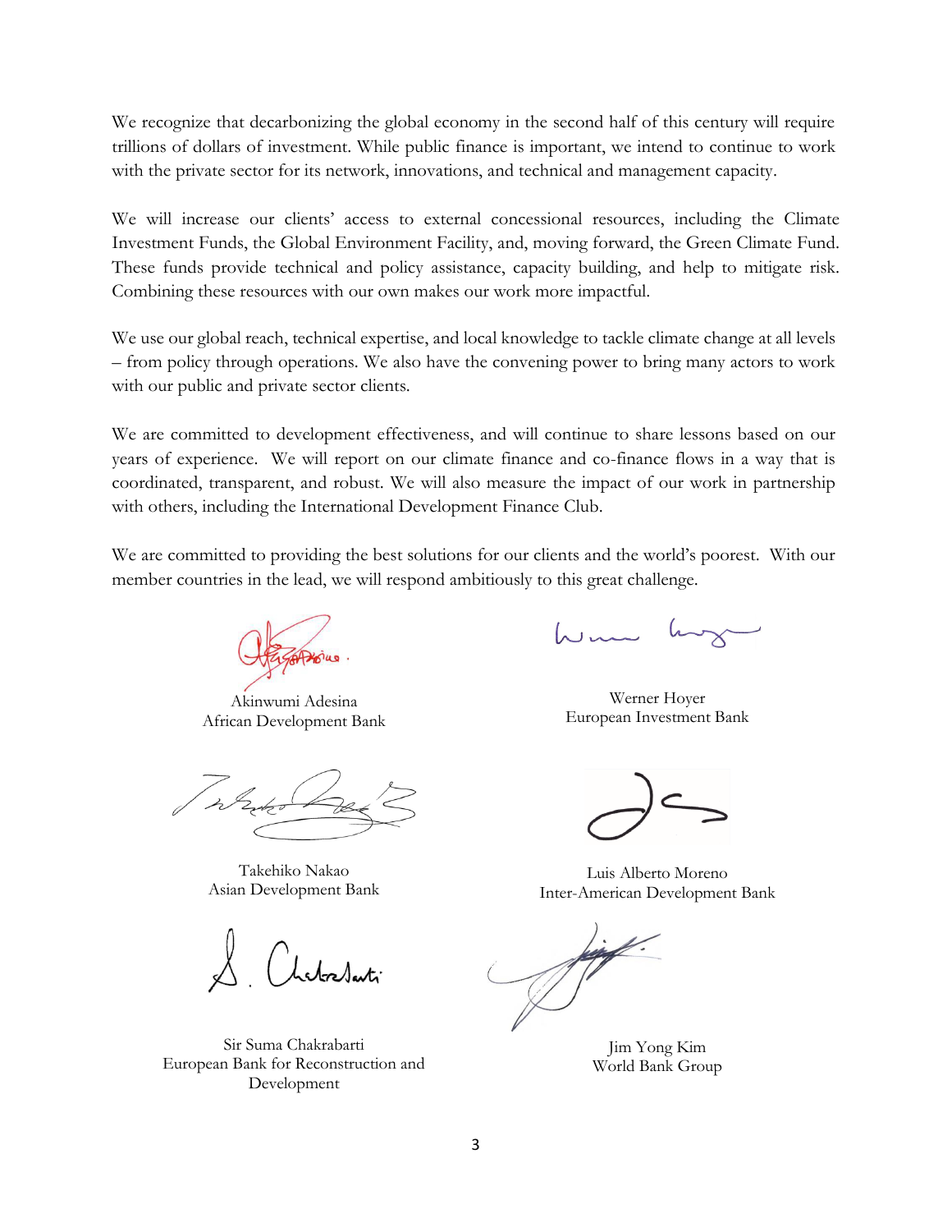We recognize that decarbonizing the global economy in the second half of this century will require trillions of dollars of investment. While public finance is important, we intend to continue to work with the private sector for its network, innovations, and technical and management capacity.

We will increase our clients' access to external concessional resources, including the Climate Investment Funds, the Global Environment Facility, and, moving forward, the Green Climate Fund. These funds provide technical and policy assistance, capacity building, and help to mitigate risk. Combining these resources with our own makes our work more impactful.

We use our global reach, technical expertise, and local knowledge to tackle climate change at all levels – from policy through operations. We also have the convening power to bring many actors to work with our public and private sector clients.

We are committed to development effectiveness, and will continue to share lessons based on our years of experience. We will report on our climate finance and co-finance flows in a way that is coordinated, transparent, and robust. We will also measure the impact of our work in partnership with others, including the International Development Finance Club.

We are committed to providing the best solutions for our clients and the world's poorest. With our member countries in the lead, we will respond ambitiously to this great challenge.

Akinwumi Adesina
African Development Bank

Werner Hoyer
European Investment Bank

Takehiko Nakao
Asian Development Bank

Luis Alberto Moreno
Inter-American Development Bank

Sir Suma Chakrabarti
European Bank for Reconstruction and Development

Jim Yong Kim
World Bank Group